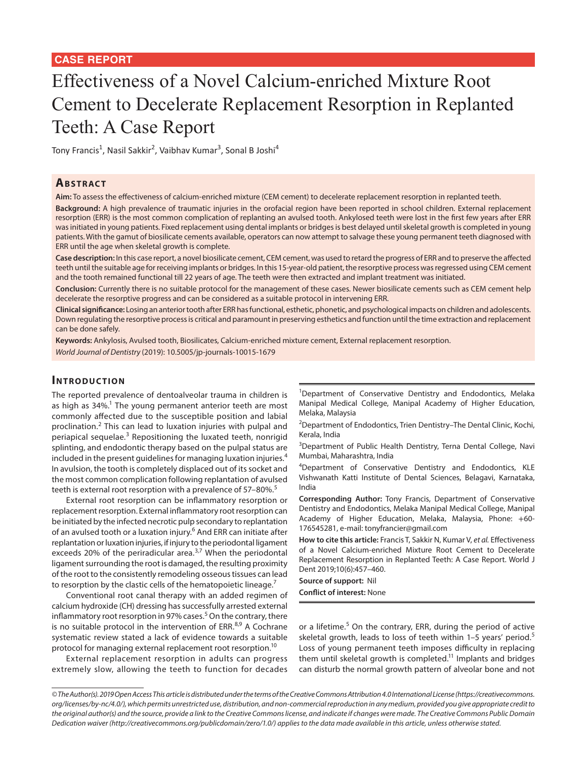CASE REPORT

# Effectiveness of a Novel Calcium-enriched Mixture Root Cement to Decelerate Replacement Resorption in Replanted Teeth: A Case Report

Tony Francis[1], Nasil Sakkir[2], Vaibhav Kumar[3], Sonal B Joshi[4]

## Abstract

**Aim:** To assess the effectiveness of calcium-enriched mixture (CEM cement) to decelerate replacement resorption in replanted teeth.

**Background:** A high prevalence of traumatic injuries in the orofacial region have been reported in school children. External replacement resorption (ERR) is the most common complication of replanting an avulsed tooth. Ankylosed teeth were lost in the first few years after ERR was initiated in young patients. Fixed replacement using dental implants or bridges is best delayed until skeletal growth is completed in young patients. With the gamut of biosilicate cements available, operators can now attempt to salvage these young permanent teeth diagnosed with ERR until the age when skeletal growth is complete.

**Case description:** In this case report, a novel biosilicate cement, CEM cement, was used to retard the progress of ERR and to preserve the affected teeth until the suitable age for receiving implants or bridges. In this 15-year-old patient, the resorptive process was regressed using CEM cement and the tooth remained functional till 22 years of age. The teeth were then extracted and implant treatment was initiated.

**Conclusion:** Currently there is no suitable protocol for the management of these cases. Newer biosilicate cements such as CEM cement help decelerate the resorptive progress and can be considered as a suitable protocol in intervening ERR.

**Clinical significance:** Losing an anterior tooth after ERR has functional, esthetic, phonetic, and psychological impacts on children and adolescents. Down regulating the resorptive process is critical and paramount in preserving esthetics and function until the time extraction and replacement can be done safely.

**Keywords:** Ankylosis, Avulsed tooth, Biosilicates, Calcium-enriched mixture cement, External replacement resorption.

*World Journal of Dentistry* (2019): 10.5005/jp-journals-10015-1679

## Introduction

The reported prevalence of dentoalveolar trauma in children is as high as 34%.[1] The young permanent anterior teeth are most commonly affected due to the susceptible position and labial proclination.[2] This can lead to luxation injuries with pulpal and periapical sequelae.[3] Repositioning the luxated teeth, nonrigid splinting, and endodontic therapy based on the pulpal status are included in the present guidelines for managing luxation injuries.[4] In avulsion, the tooth is completely displaced out of its socket and the most common complication following replantation of avulsed teeth is external root resorption with a prevalence of 57–80%.[5]

External root resorption can be inflammatory resorption or replacement resorption. External inflammatory root resorption can be initiated by the infected necrotic pulp secondary to replantation of an avulsed tooth or a luxation injury.[6] And ERR can initiate after replantation or luxation injuries, if injury to the periodontal ligament exceeds 20% of the periradicular area.[3,7] When the periodontal ligament surrounding the root is damaged, the resulting proximity of the root to the consistently remodeling osseous tissues can lead to resorption by the clastic cells of the hematopoietic lineage.[7]

Conventional root canal therapy with an added regimen of calcium hydroxide (CH) dressing has successfully arrested external inflammatory root resorption in 97% cases.[5] On the contrary, there is no suitable protocol in the intervention of ERR.[8,9] A Cochrane systematic review stated a lack of evidence towards a suitable protocol for managing external replacement root resorption.[10]

External replacement resorption in adults can progress extremely slow, allowing the teeth to function for decades or a lifetime.[5] On the contrary, ERR, during the period of active skeletal growth, leads to loss of teeth within 1–5 years' period.[5] Loss of young permanent teeth imposes difficulty in replacing them until skeletal growth is completed.[11] Implants and bridges can disturb the normal growth pattern of alveolar bone and not

---

[1]Department of Conservative Dentistry and Endodontics, Melaka Manipal Medical College, Manipal Academy of Higher Education, Melaka, Malaysia

[2]Department of Endodontics, Trien Dentistry–The Dental Clinic, Kochi, Kerala, India

[3]Department of Public Health Dentistry, Terna Dental College, Navi Mumbai, Maharashtra, India

[4]Department of Conservative Dentistry and Endodontics, KLE Vishwanath Katti Institute of Dental Sciences, Belagavi, Karnataka, India

**Corresponding Author:** Tony Francis, Department of Conservative Dentistry and Endodontics, Melaka Manipal Medical College, Manipal Academy of Higher Education, Melaka, Malaysia, Phone: +60-176545281, e-mail: tonyfrancier@gmail.com

**How to cite this article:** Francis T, Sakkir N, Kumar V, *et al.* Effectiveness of a Novel Calcium-enriched Mixture Root Cement to Decelerate Replacement Resorption in Replanted Teeth: A Case Report. World J Dent 2019;10(6):457–460.

**Source of support:** Nil

**Conflict of interest:** None

---

*© The Author(s). 2019 Open Access This article is distributed under the terms of the Creative Commons Attribution 4.0 International License (https://creativecommons.org/licenses/by-nc/4.0/), which permits unrestricted use, distribution, and non-commercial reproduction in any medium, provided you give appropriate credit to the original author(s) and the source, provide a link to the Creative Commons license, and indicate if changes were made. The Creative Commons Public Domain Dedication waiver (http://creativecommons.org/publicdomain/zero/1.0/) applies to the data made available in this article, unless otherwise stated.*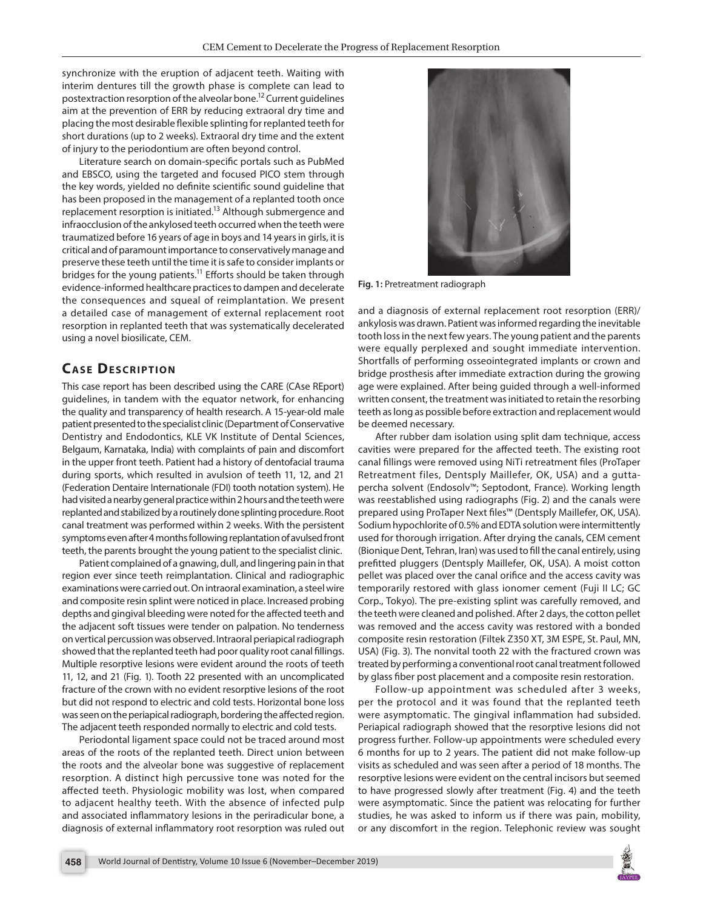synchronize with the eruption of adjacent teeth. Waiting with interim dentures till the growth phase is complete can lead to postextraction resorption of the alveolar bone.[12] Current guidelines aim at the prevention of ERR by reducing extraoral dry time and placing the most desirable flexible splinting for replanted teeth for short durations (up to 2 weeks). Extraoral dry time and the extent of injury to the periodontium are often beyond control.

Literature search on domain-specific portals such as PubMed and EBSCO, using the targeted and focused PICO stem through the key words, yielded no definite scientific sound guideline that has been proposed in the management of a replanted tooth once replacement resorption is initiated.[13] Although submergence and infraocclusion of the ankylosed teeth occurred when the teeth were traumatized before 16 years of age in boys and 14 years in girls, it is critical and of paramount importance to conservatively manage and preserve these teeth until the time it is safe to consider implants or bridges for the young patients.[11] Efforts should be taken through evidence-informed healthcare practices to dampen and decelerate the consequences and squeal of reimplantation. We present a detailed case of management of external replacement root resorption in replanted teeth that was systematically decelerated using a novel biosilicate, CEM.

## Case Description

This case report has been described using the CARE (CAse REport) guidelines, in tandem with the equator network, for enhancing the quality and transparency of health research. A 15-year-old male patient presented to the specialist clinic (Department of Conservative Dentistry and Endodontics, KLE VK Institute of Dental Sciences, Belgaum, Karnataka, India) with complaints of pain and discomfort in the upper front teeth. Patient had a history of dentofacial trauma during sports, which resulted in avulsion of teeth 11, 12, and 21 (Federation Dentaire Internationale (FDI) tooth notation system). He had visited a nearby general practice within 2 hours and the teeth were replanted and stabilized by a routinely done splinting procedure. Root canal treatment was performed within 2 weeks. With the persistent symptoms even after 4 months following replantation of avulsed front teeth, the parents brought the young patient to the specialist clinic.

Patient complained of a gnawing, dull, and lingering pain in that region ever since teeth reimplantation. Clinical and radiographic examinations were carried out. On intraoral examination, a steel wire and composite resin splint were noticed in place. Increased probing depths and gingival bleeding were noted for the affected teeth and the adjacent soft tissues were tender on palpation. No tenderness on vertical percussion was observed. Intraoral periapical radiograph showed that the replanted teeth had poor quality root canal fillings. Multiple resorptive lesions were evident around the roots of teeth 11, 12, and 21 (Fig. 1). Tooth 22 presented with an uncomplicated fracture of the crown with no evident resorptive lesions of the root but did not respond to electric and cold tests. Horizontal bone loss was seen on the periapical radiograph, bordering the affected region. The adjacent teeth responded normally to electric and cold tests.

Periodontal ligament space could not be traced around most areas of the roots of the replanted teeth. Direct union between the roots and the alveolar bone was suggestive of replacement resorption. A distinct high percussive tone was noted for the affected teeth. Physiologic mobility was lost, when compared to adjacent healthy teeth. With the absence of infected pulp and associated inflammatory lesions in the periradicular bone, a diagnosis of external inflammatory root resorption was ruled out and a diagnosis of external replacement root resorption (ERR)/ankylosis was drawn. Patient was informed regarding the inevitable tooth loss in the next few years. The young patient and the parents were equally perplexed and sought immediate intervention. Shortfalls of performing osseointegrated implants or crown and bridge prosthesis after immediate extraction during the growing age were explained. After being guided through a well-informed written consent, the treatment was initiated to retain the resorbing teeth as long as possible before extraction and replacement would be deemed necessary.

**Fig. 1:** Pretreatment radiograph

After rubber dam isolation using split dam technique, access cavities were prepared for the affected teeth. The existing root canal fillings were removed using NiTi retreatment files (ProTaper Retreatment files, Dentsply Maillefer, OK, USA) and a gutta-percha solvent (Endosolv™; Septodont, France). Working length was reestablished using radiographs (Fig. 2) and the canals were prepared using ProTaper Next files™ (Dentsply Maillefer, OK, USA). Sodium hypochlorite of 0.5% and EDTA solution were intermittently used for thorough irrigation. After drying the canals, CEM cement (Bionique Dent, Tehran, Iran) was used to fill the canal entirely, using prefitted pluggers (Dentsply Maillefer, OK, USA). A moist cotton pellet was placed over the canal orifice and the access cavity was temporarily restored with glass ionomer cement (Fuji II LC; GC Corp., Tokyo). The pre-existing splint was carefully removed, and the teeth were cleaned and polished. After 2 days, the cotton pellet was removed and the access cavity was restored with a bonded composite resin restoration (Filtek Z350 XT, 3M ESPE, St. Paul, MN, USA) (Fig. 3). The nonvital tooth 22 with the fractured crown was treated by performing a conventional root canal treatment followed by glass fiber post placement and a composite resin restoration.

Follow-up appointment was scheduled after 3 weeks, per the protocol and it was found that the replanted teeth were asymptomatic. The gingival inflammation had subsided. Periapical radiograph showed that the resorptive lesions did not progress further. Follow-up appointments were scheduled every 6 months for up to 2 years. The patient did not make follow-up visits as scheduled and was seen after a period of 18 months. The resorptive lesions were evident on the central incisors but seemed to have progressed slowly after treatment (Fig. 4) and the teeth were asymptomatic. Since the patient was relocating for further studies, he was asked to inform us if there was pain, mobility, or any discomfort in the region. Telephonic review was sought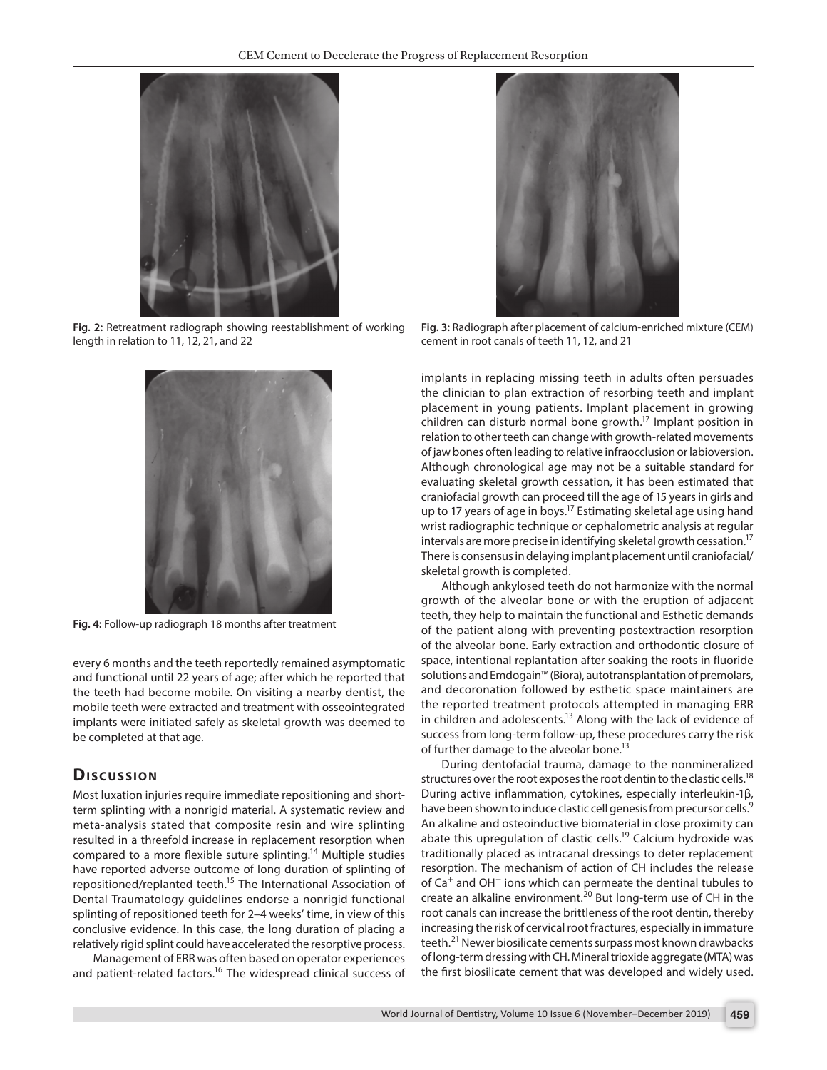Fig. 2: Retreatment radiograph showing reestablishment of working length in relation to 11, 12, 21, and 22

Fig. 3: Radiograph after placement of calcium-enriched mixture (CEM) cement in root canals of teeth 11, 12, and 21

Fig. 4: Follow-up radiograph 18 months after treatment

every 6 months and the teeth reportedly remained asymptomatic and functional until 22 years of age; after which he reported that the teeth had become mobile. On visiting a nearby dentist, the mobile teeth were extracted and treatment with osseointegrated implants were initiated safely as skeletal growth was deemed to be completed at that age.

## Discussion

Most luxation injuries require immediate repositioning and short-term splinting with a nonrigid material. A systematic review and meta-analysis stated that composite resin and wire splinting resulted in a threefold increase in replacement resorption when compared to a more flexible suture splinting.[14] Multiple studies have reported adverse outcome of long duration of splinting of repositioned/replanted teeth.[15] The International Association of Dental Traumatology guidelines endorse a nonrigid functional splinting of repositioned teeth for 2–4 weeks' time, in view of this conclusive evidence. In this case, the long duration of placing a relatively rigid splint could have accelerated the resorptive process.

Management of ERR was often based on operator experiences and patient-related factors.[16] The widespread clinical success of implants in replacing missing teeth in adults often persuades the clinician to plan extraction of resorbing teeth and implant placement in young patients. Implant placement in growing children can disturb normal bone growth.[17] Implant position in relation to other teeth can change with growth-related movements of jaw bones often leading to relative infraocclusion or labioversion. Although chronological age may not be a suitable standard for evaluating skeletal growth cessation, it has been estimated that craniofacial growth can proceed till the age of 15 years in girls and up to 17 years of age in boys.[17] Estimating skeletal age using hand wrist radiographic technique or cephalometric analysis at regular intervals are more precise in identifying skeletal growth cessation.[17] There is consensus in delaying implant placement until craniofacial/skeletal growth is completed.

Although ankylosed teeth do not harmonize with the normal growth of the alveolar bone or with the eruption of adjacent teeth, they help to maintain the functional and Esthetic demands of the patient along with preventing postextraction resorption of the alveolar bone. Early extraction and orthodontic closure of space, intentional replantation after soaking the roots in fluoride solutions and Emdogain™ (Biora), autotransplantation of premolars, and decoronation followed by esthetic space maintainers are the reported treatment protocols attempted in managing ERR in children and adolescents.[13] Along with the lack of evidence of success from long-term follow-up, these procedures carry the risk of further damage to the alveolar bone.[13]

During dentofacial trauma, damage to the nonmineralized structures over the root exposes the root dentin to the clastic cells.[18] During active inflammation, cytokines, especially interleukin-1β, have been shown to induce clastic cell genesis from precursor cells.[9] An alkaline and osteoinductive biomaterial in close proximity can abate this upregulation of clastic cells.[19] Calcium hydroxide was traditionally placed as intracanal dressings to deter replacement resorption. The mechanism of action of CH includes the release of $Ca^{+}$ and $OH^{-}$ ions which can permeate the dentinal tubules to create an alkaline environment.[20] But long-term use of CH in the root canals can increase the brittleness of the root dentin, thereby increasing the risk of cervical root fractures, especially in immature teeth.[21] Newer biosilicate cements surpass most known drawbacks of long-term dressing with CH. Mineral trioxide aggregate (MTA) was the first biosilicate cement that was developed and widely used.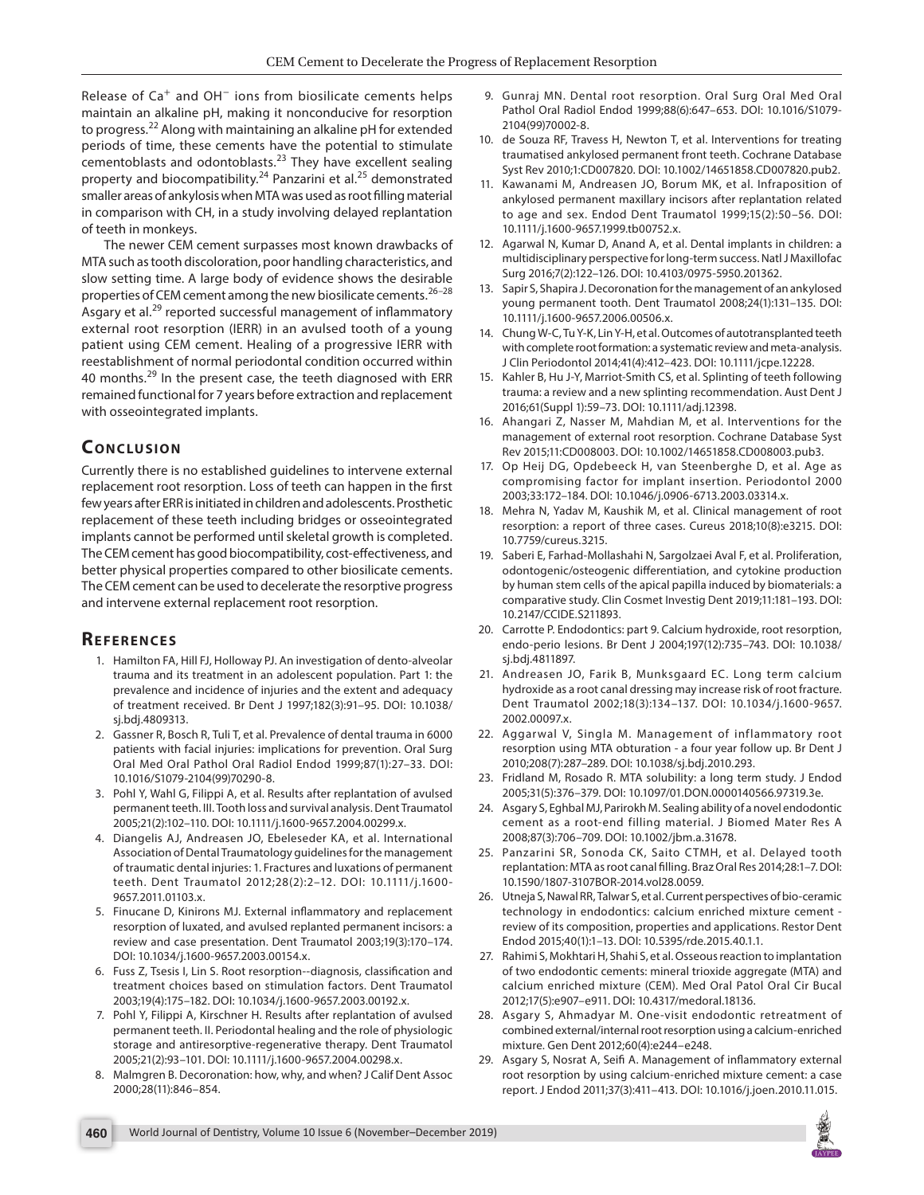Release of $Ca^{+}$ and $OH^{-}$ ions from biosilicate cements helps maintain an alkaline pH, making it nonconducive for resorption to progress.[22] Along with maintaining an alkaline pH for extended periods of time, these cements have the potential to stimulate cementoblasts and odontoblasts.[23] They have excellent sealing property and biocompatibility.[24] Panzarini et al.[25] demonstrated smaller areas of ankylosis when MTA was used as root filling material in comparison with CH, in a study involving delayed replantation of teeth in monkeys.

The newer CEM cement surpasses most known drawbacks of MTA such as tooth discoloration, poor handling characteristics, and slow setting time. A large body of evidence shows the desirable properties of CEM cement among the new biosilicate cements.[26–28] Asgary et al.[29] reported successful management of inflammatory external root resorption (IERR) in an avulsed tooth of a young patient using CEM cement. Healing of a progressive IERR with reestablishment of normal periodontal condition occurred within 40 months.[29] In the present case, the teeth diagnosed with ERR remained functional for 7 years before extraction and replacement with osseointegrated implants.

## Conclusion

Currently there is no established guidelines to intervene external replacement root resorption. Loss of teeth can happen in the first few years after ERR is initiated in children and adolescents. Prosthetic replacement of these teeth including bridges or osseointegrated implants cannot be performed until skeletal growth is completed. The CEM cement has good biocompatibility, cost-effectiveness, and better physical properties compared to other biosilicate cements. The CEM cement can be used to decelerate the resorptive progress and intervene external replacement root resorption.

## References

1. Hamilton FA, Hill FJ, Holloway PJ. An investigation of dento-alveolar trauma and its treatment in an adolescent population. Part 1: the prevalence and incidence of injuries and the extent and adequacy of treatment received. Br Dent J 1997;182(3):91–95. DOI: 10.1038/sj.bdj.4809313.
2. Gassner R, Bosch R, Tuli T, et al. Prevalence of dental trauma in 6000 patients with facial injuries: implications for prevention. Oral Surg Oral Med Oral Pathol Oral Radiol Endod 1999;87(1):27–33. DOI: 10.1016/S1079-2104(99)70290-8.
3. Pohl Y, Wahl G, Filippi A, et al. Results after replantation of avulsed permanent teeth. III. Tooth loss and survival analysis. Dent Traumatol 2005;21(2):102–110. DOI: 10.1111/j.1600-9657.2004.00299.x.
4. Diangelis AJ, Andreasen JO, Ebeleseder KA, et al. International Association of Dental Traumatology guidelines for the management of traumatic dental injuries: 1. Fractures and luxations of permanent teeth. Dent Traumatol 2012;28(2):2–12. DOI: 10.1111/j.1600-9657.2011.01103.x.
5. Finucane D, Kinirons MJ. External inflammatory and replacement resorption of luxated, and avulsed replanted permanent incisors: a review and case presentation. Dent Traumatol 2003;19(3):170–174. DOI: 10.1034/j.1600-9657.2003.00154.x.
6. Fuss Z, Tsesis I, Lin S. Root resorption--diagnosis, classification and treatment choices based on stimulation factors. Dent Traumatol 2003;19(4):175–182. DOI: 10.1034/j.1600-9657.2003.00192.x.
7. Pohl Y, Filippi A, Kirschner H. Results after replantation of avulsed permanent teeth. II. Periodontal healing and the role of physiologic storage and antiresorptive-regenerative therapy. Dent Traumatol 2005;21(2):93–101. DOI: 10.1111/j.1600-9657.2004.00298.x.
8. Malmgren B. Decoronation: how, why, and when? J Calif Dent Assoc 2000;28(11):846–854.
9. Gunraj MN. Dental root resorption. Oral Surg Oral Med Oral Pathol Oral Radiol Endod 1999;88(6):647–653. DOI: 10.1016/S1079-2104(99)70002-8.
10. de Souza RF, Travess H, Newton T, et al. Interventions for treating traumatised ankylosed permanent front teeth. Cochrane Database Syst Rev 2010;1:CD007820. DOI: 10.1002/14651858.CD007820.pub2.
11. Kawanami M, Andreasen JO, Borum MK, et al. Infraposition of ankylosed permanent maxillary incisors after replantation related to age and sex. Endod Dent Traumatol 1999;15(2):50–56. DOI: 10.1111/j.1600-9657.1999.tb00752.x.
12. Agarwal N, Kumar D, Anand A, et al. Dental implants in children: a multidisciplinary perspective for long-term success. Natl J Maxillofac Surg 2016;7(2):122–126. DOI: 10.4103/0975-5950.201362.
13. Sapir S, Shapira J. Decoronation for the management of an ankylosed young permanent tooth. Dent Traumatol 2008;24(1):131–135. DOI: 10.1111/j.1600-9657.2006.00506.x.
14. Chung W-C, Tu Y-K, Lin Y-H, et al. Outcomes of autotransplanted teeth with complete root formation: a systematic review and meta-analysis. J Clin Periodontol 2014;41(4):412–423. DOI: 10.1111/jcpe.12228.
15. Kahler B, Hu J-Y, Marriot-Smith CS, et al. Splinting of teeth following trauma: a review and a new splinting recommendation. Aust Dent J 2016;61(Suppl 1):59–73. DOI: 10.1111/adj.12398.
16. Ahangari Z, Nasser M, Mahdian M, et al. Interventions for the management of external root resorption. Cochrane Database Syst Rev 2015;11:CD008003. DOI: 10.1002/14651858.CD008003.pub3.
17. Op Heij DG, Opdebeeck H, van Steenberghe D, et al. Age as compromising factor for implant insertion. Periodontol 2000 2003;33:172–184. DOI: 10.1046/j.0906-6713.2003.03314.x.
18. Mehra N, Yadav M, Kaushik M, et al. Clinical management of root resorption: a report of three cases. Cureus 2018;10(8):e3215. DOI: 10.7759/cureus.3215.
19. Saberi E, Farhad-Mollashahi N, Sargolzaei Aval F, et al. Proliferation, odontogenic/osteogenic differentiation, and cytokine production by human stem cells of the apical papilla induced by biomaterials: a comparative study. Clin Cosmet Investig Dent 2019;11:181–193. DOI: 10.2147/CCIDE.S211893.
20. Carrotte P. Endodontics: part 9. Calcium hydroxide, root resorption, endo-perio lesions. Br Dent J 2004;197(12):735–743. DOI: 10.1038/sj.bdj.4811897.
21. Andreasen JO, Farik B, Munksgaard EC. Long term calcium hydroxide as a root canal dressing may increase risk of root fracture. Dent Traumatol 2002;18(3):134–137. DOI: 10.1034/j.1600-9657.2002.00097.x.
22. Aggarwal V, Singla M. Management of inflammatory root resorption using MTA obturation - a four year follow up. Br Dent J 2010;208(7):287–289. DOI: 10.1038/sj.bdj.2010.293.
23. Fridland M, Rosado R. MTA solubility: a long term study. J Endod 2005;31(5):376–379. DOI: 10.1097/01.DON.0000140566.97319.3e.
24. Asgary S, Eghbal MJ, Parirokh M. Sealing ability of a novel endodontic cement as a root-end filling material. J Biomed Mater Res A 2008;87(3):706–709. DOI: 10.1002/jbm.a.31678.
25. Panzarini SR, Sonoda CK, Saito CTMH, et al. Delayed tooth replantation: MTA as root canal filling. Braz Oral Res 2014;28:1–7. DOI: 10.1590/1807-3107BOR-2014.vol28.0059.
26. Utneja S, Nawal RR, Talwar S, et al. Current perspectives of bio-ceramic technology in endodontics: calcium enriched mixture cement - review of its composition, properties and applications. Restor Dent Endod 2015;40(1):1–13. DOI: 10.5395/rde.2015.40.1.1.
27. Rahimi S, Mokhtari H, Shahi S, et al. Osseous reaction to implantation of two endodontic cements: mineral trioxide aggregate (MTA) and calcium enriched mixture (CEM). Med Oral Patol Oral Cir Bucal 2012;17(5):e907–e911. DOI: 10.4317/medoral.18136.
28. Asgary S, Ahmadyar M. One-visit endodontic retreatment of combined external/internal root resorption using a calcium-enriched mixture. Gen Dent 2012;60(4):e244–e248.
29. Asgary S, Nosrat A, Seifi A. Management of inflammatory external root resorption by using calcium-enriched mixture cement: a case report. J Endod 2011;37(3):411–413. DOI: 10.1016/j.joen.2010.11.015.